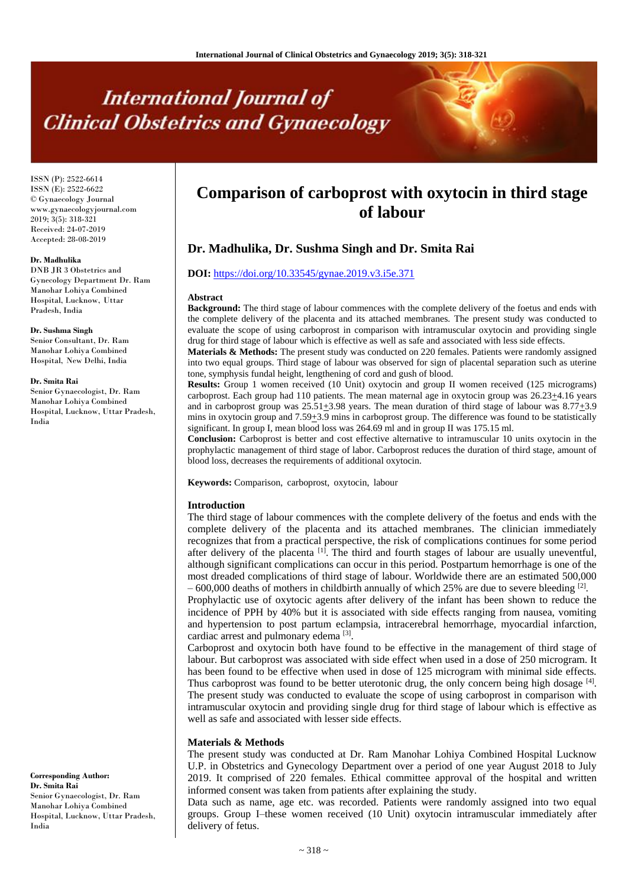# Comparison of carboprost with oxytocin in third stage of labour

## Dr. Madhulika, Dr. Sushma Singh and Dr. Smita Rai

ISSN (P): 2522-6614
ISSN (E): 2522-6622
© Gynaecology Journal
www.gynaecologyjournal.com
2019; 3(5): 318-321
Received: 24-07-2019
Accepted: 28-08-2019

**Dr. Madhulika**
DNB JR 3 Obstetrics and Gynecology Department Dr. Ram Manohar Lohiya Combined Hospital, Lucknow, Uttar Pradesh, India

**Dr. Sushma Singh**
Senior Consultant, Dr. Ram Manohar Lohiya Combined Hospital, New Delhi, India

**Dr. Smita Rai**
Senior Gynaecologist, Dr. Ram Manohar Lohiya Combined Hospital, Lucknow, Uttar Pradesh, India

**Corresponding Author:**
**Dr. Smita Rai**
Senior Gynaecologist, Dr. Ram Manohar Lohiya Combined Hospital, Lucknow, Uttar Pradesh, India

**DOI:** https://doi.org/10.33545/gynae.2019.v3.i5e.371

### Abstract

**Background:** The third stage of labour commences with the complete delivery of the foetus and ends with the complete delivery of the placenta and its attached membranes. The present study was conducted to evaluate the scope of using carboprost in comparison with intramuscular oxytocin and providing single drug for third stage of labour which is effective as well as safe and associated with less side effects.

**Materials & Methods:** The present study was conducted on 220 females. Patients were randomly assigned into two equal groups. Third stage of labour was observed for sign of placental separation such as uterine tone, symphysis fundal height, lengthening of cord and gush of blood.

**Results:** Group 1 women received (10 Unit) oxytocin and group II women received (125 micrograms) carboprost. Each group had 110 patients. The mean maternal age in oxytocin group was 26.23±4.16 years and in carboprost group was 25.51±3.98 years. The mean duration of third stage of labour was 8.77±3.9 mins in oxytocin group and 7.59±3.9 mins in carboprost group. The difference was found to be statistically significant. In group I, mean blood loss was 264.69 ml and in group II was 175.15 ml.

**Conclusion:** Carboprost is better and cost effective alternative to intramuscular 10 units oxytocin in the prophylactic management of third stage of labor. Carboprost reduces the duration of third stage, amount of blood loss, decreases the requirements of additional oxytocin.

**Keywords:** Comparison, carboprost, oxytocin, labour

### Introduction

The third stage of labour commences with the complete delivery of the foetus and ends with the complete delivery of the placenta and its attached membranes. The clinician immediately recognizes that from a practical perspective, the risk of complications continues for some period after delivery of the placenta [1]. The third and fourth stages of labour are usually uneventful, although significant complications can occur in this period. Postpartum hemorrhage is one of the most dreaded complications of third stage of labour. Worldwide there are an estimated 500,000 – 600,000 deaths of mothers in childbirth annually of which 25% are due to severe bleeding [2].

Prophylactic use of oxytocic agents after delivery of the infant has been shown to reduce the incidence of PPH by 40% but it is associated with side effects ranging from nausea, vomiting and hypertension to post partum eclampsia, intracerebral hemorrhage, myocardial infarction, cardiac arrest and pulmonary edema [3].

Carboprost and oxytocin both have found to be effective in the management of third stage of labour. But carboprost was associated with side effect when used in a dose of 250 microgram. It has been found to be effective when used in dose of 125 microgram with minimal side effects. Thus carboprost was found to be better uterotonic drug, the only concern being high dosage [4].

The present study was conducted to evaluate the scope of using carboprost in comparison with intramuscular oxytocin and providing single drug for third stage of labour which is effective as well as safe and associated with lesser side effects.

### Materials & Methods

The present study was conducted at Dr. Ram Manohar Lohiya Combined Hospital Lucknow U.P. in Obstetrics and Gynecology Department over a period of one year August 2018 to July 2019. It comprised of 220 females. Ethical committee approval of the hospital and written informed consent was taken from patients after explaining the study.

Data such as name, age etc. was recorded. Patients were randomly assigned into two equal groups. Group I–these women received (10 Unit) oxytocin intramuscular immediately after delivery of fetus.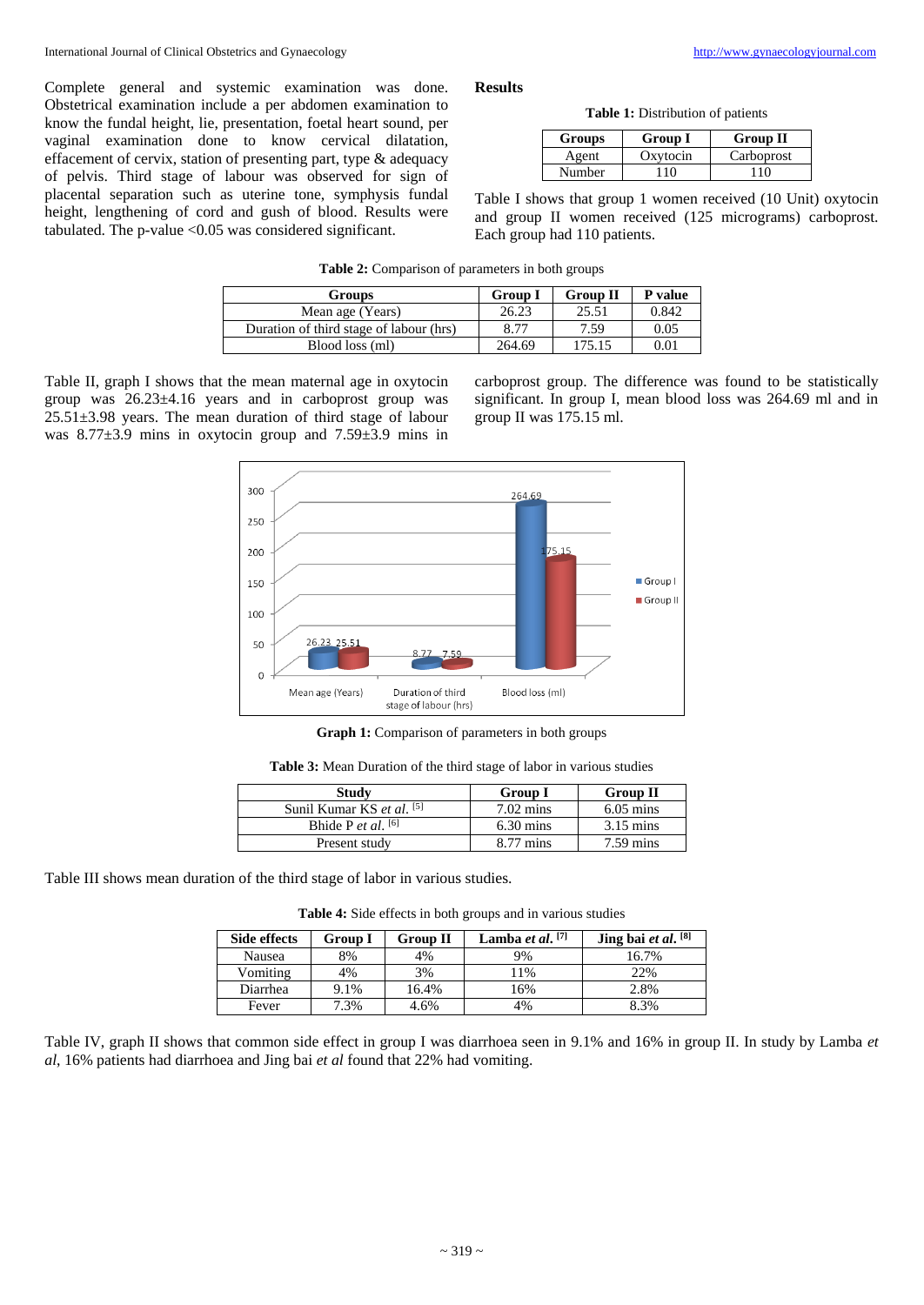Complete general and systemic examination was done. Obstetrical examination include a per abdomen examination to know the fundal height, lie, presentation, foetal heart sound, per vaginal examination done to know cervical dilatation, effacement of cervix, station of presenting part, type & adequacy of pelvis. Third stage of labour was observed for sign of placental separation such as uterine tone, symphysis fundal height, lengthening of cord and gush of blood. Results were tabulated. The p-value <0.05 was considered significant.

## Results

**Table 1:** Distribution of patients

| Groups | Group I | Group II |
|---|---|---|
| Agent | Oxytocin | Carboprost |
| Number | 110 | 110 |

Table I shows that group 1 women received (10 Unit) oxytocin and group II women received (125 micrograms) carboprost. Each group had 110 patients.

**Table 2:** Comparison of parameters in both groups

| Groups | Group I | Group II | P value |
|---|---|---|---|
| Mean age (Years) | 26.23 | 25.51 | 0.842 |
| Duration of third stage of labour (hrs) | 8.77 | 7.59 | 0.05 |
| Blood loss (ml) | 264.69 | 175.15 | 0.01 |

Table II, graph I shows that the mean maternal age in oxytocin group was 26.23±4.16 years and in carboprost group was 25.51±3.98 years. The mean duration of third stage of labour was 8.77±3.9 mins in oxytocin group and 7.59±3.9 mins in carboprost group. The difference was found to be statistically significant. In group I, mean blood loss was 264.69 ml and in group II was 175.15 ml.

**Graph 1:** Comparison of parameters in both groups

**Table 3:** Mean Duration of the third stage of labor in various studies

| Study | Group I | Group II |
|---|---|---|
| Sunil Kumar KS *et al.* [5] | 7.02 mins | 6.05 mins |
| Bhide P *et al.* [6] | 6.30 mins | 3.15 mins |
| Present study | 8.77 mins | 7.59 mins |

Table III shows mean duration of the third stage of labor in various studies.

**Table 4:** Side effects in both groups and in various studies

| Side effects | Group I | Group II | Lamba *et al.* [7] | Jing bai *et al.* [8] |
|---|---|---|---|---|
| Nausea | 8% | 4% | 9% | 16.7% |
| Vomiting | 4% | 3% | 11% | 22% |
| Diarrhea | 9.1% | 16.4% | 16% | 2.8% |
| Fever | 7.3% | 4.6% | 4% | 8.3% |

Table IV, graph II shows that common side effect in group I was diarrhoea seen in 9.1% and 16% in group II. In study by Lamba *et al*, 16% patients had diarrhoea and Jing bai *et al* found that 22% had vomiting.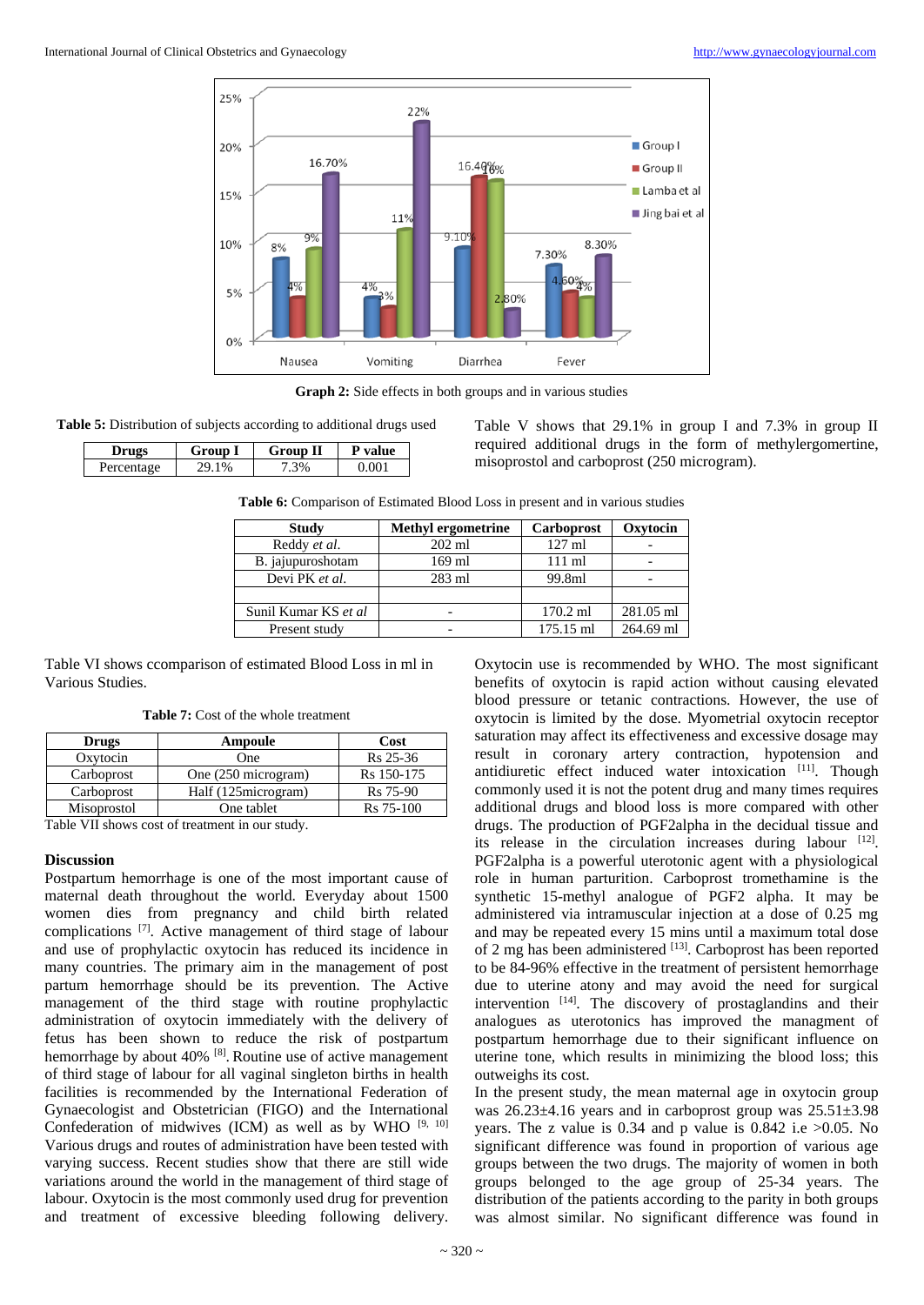**Graph 2:** Side effects in both groups and in various studies

**Table 5:** Distribution of subjects according to additional drugs used

| Drugs | Group I | Group II | P value |
|---|---|---|---|
| Percentage | 29.1% | 7.3% | 0.001 |

Table V shows that 29.1% in group I and 7.3% in group II required additional drugs in the form of methylergomertine, misoprostol and carboprost (250 microgram).

**Table 6:** Comparison of Estimated Blood Loss in present and in various studies

| Study | Methyl ergometrine | Carboprost | Oxytocin |
|---|---|---|---|
| Reddy *et al.* | 202 ml | 127 ml | - |
| B. jajuproshotam | 169 ml | 111 ml | - |
| Devi PK *et al.* | 283 ml | 99.8ml | - |
| | | | |
| Sunil Kumar KS *et al* | - | 170.2 ml | 281.05 ml |
| Present study | - | 175.15 ml | 264.69 ml |

Table VI shows ccomparison of estimated Blood Loss in ml in Various Studies.

**Table 7:** Cost of the whole treatment

| Drugs | Ampoule | Cost |
|---|---|---|
| Oxytocin | One | Rs 25-36 |
| Carboprost | One (250 microgram) | Rs 150-175 |
| Carboprost | Half (125microgram) | Rs 75-90 |
| Misoprostol | One tablet | Rs 75-100 |

Table VII shows cost of treatment in our study.

## Discussion

Postpartum hemorrhage is one of the most important cause of maternal death throughout the world. Everyday about 1500 women dies from pregnancy and child birth related complications [7]. Active management of third stage of labour and use of prophylactic oxytocin has reduced its incidence in many countries. The primary aim in the management of post partum hemorrhage should be its prevention. The Active management of the third stage with routine prophylactic administration of oxytocin immediately with the delivery of fetus has been shown to reduce the risk of postpartum hemorrhage by about 40% [8]. Routine use of active management of third stage of labour for all vaginal singleton births in health facilities is recommended by the International Federation of Gynaecologist and Obstetrician (FIGO) and the International Confederation of midwives (ICM) as well as by WHO [9, 10] Various drugs and routes of administration have been tested with varying success. Recent studies show that there are still wide variations around the world in the management of third stage of labour. Oxytocin is the most commonly used drug for prevention and treatment of excessive bleeding following delivery. Oxytocin use is recommended by WHO. The most significant benefits of oxytocin is rapid action without causing elevated blood pressure or tetanic contractions. However, the use of oxytocin is limited by the dose. Myometrial oxytocin receptor saturation may affect its effectiveness and excessive dosage may result in coronary artery contraction, hypotension and antidiuretic effect induced water intoxication [11]. Though commonly used it is not the potent drug and many times requires additional drugs and blood loss is more compared with other drugs. The production of PGF2alpha in the decidual tissue and its release in the circulation increases during labour [12]. PGF2alpha is a powerful uterotonic agent with a physiological role in human parturition. Carboprost tromethamine is the synthetic 15-methyl analogue of PGF2 alpha. It may be administered via intramuscular injection at a dose of 0.25 mg and may be repeated every 15 mins until a maximum total dose of 2 mg has been administered [13]. Carboprost has been reported to be 84-96% effective in the treatment of persistent hemorrhage due to uterine atony and may avoid the need for surgical intervention [14]. The discovery of prostaglandins and their analogues as uterotonics has improved the managment of postpartum hemorrhage due to their significant influence on uterine tone, which results in minimizing the blood loss; this outweighs its cost.

In the present study, the mean maternal age in oxytocin group was 26.23±4.16 years and in carboprost group was 25.51±3.98 years. The z value is 0.34 and p value is 0.842 i.e >0.05. No significant difference was found in proportion of various age groups between the two drugs. The majority of women in both groups belonged to the age group of 25-34 years. The distribution of the patients according to the parity in both groups was almost similar. No significant difference was found in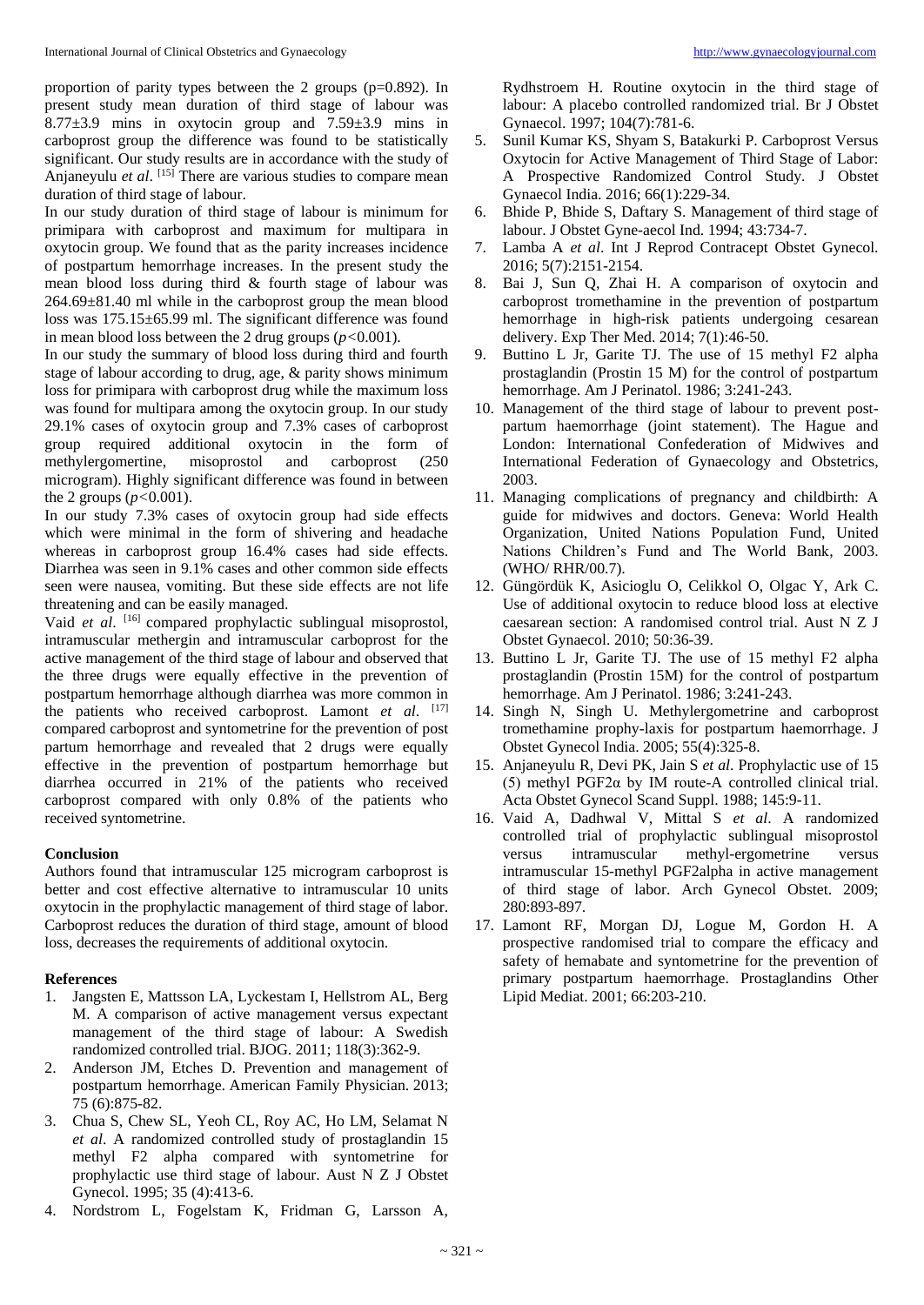proportion of parity types between the 2 groups (p=0.892). In present study mean duration of third stage of labour was 8.77±3.9 mins in oxytocin group and 7.59±3.9 mins in carboprost group the difference was found to be statistically significant. Our study results are in accordance with the study of Anjaneyulu *et al*. [15] There are various studies to compare mean duration of third stage of labour.

In our study duration of third stage of labour is minimum for primipara with carboprost and maximum for multipara in oxytocin group. We found that as the parity increases incidence of postpartum hemorrhage increases. In the present study the mean blood loss during third & fourth stage of labour was 264.69±81.40 ml while in the carboprost group the mean blood loss was 175.15±65.99 ml. The significant difference was found in mean blood loss between the 2 drug groups ($p<0.001$).

In our study the summary of blood loss during third and fourth stage of labour according to drug, age, & parity shows minimum loss for primipara with carboprost drug while the maximum loss was found for multipara among the oxytocin group. In our study 29.1% cases of oxytocin group and 7.3% cases of carboprost group required additional oxytocin in the form of methylergomertine, misoprostol and carboprost (250 microgram). Highly significant difference was found in between the 2 groups ($p<0.001$).

In our study 7.3% cases of oxytocin group had side effects which were minimal in the form of shivering and headache whereas in carboprost group 16.4% cases had side effects. Diarrhea was seen in 9.1% cases and other common side effects seen were nausea, vomiting. But these side effects are not life threatening and can be easily managed.

Vaid *et al*. [16] compared prophylactic sublingual misoprostol, intramuscular methergin and intramuscular carboprost for the active management of the third stage of labour and observed that the three drugs were equally effective in the prevention of postpartum hemorrhage although diarrhea was more common in the patients who received carboprost. Lamont *et al*. [17] compared carboprost and syntometrine for the prevention of post partum hemorrhage and revealed that 2 drugs were equally effective in the prevention of postpartum hemorrhage but diarrhea occurred in 21% of the patients who received carboprost compared with only 0.8% of the patients who received syntometrine.

## Conclusion

Authors found that intramuscular 125 microgram carboprost is better and cost effective alternative to intramuscular 10 units oxytocin in the prophylactic management of third stage of labor. Carboprost reduces the duration of third stage, amount of blood loss, decreases the requirements of additional oxytocin.

## References

1. Jangsten E, Mattsson LA, Lyckestam I, Hellstrom AL, Berg M. A comparison of active management versus expectant management of the third stage of labour: A Swedish randomized controlled trial. BJOG. 2011; 118(3):362-9.
2. Anderson JM, Etches D. Prevention and management of postpartum hemorrhage. American Family Physician. 2013; 75 (6):875-82.
3. Chua S, Chew SL, Yeoh CL, Roy AC, Ho LM, Selamat N *et al*. A randomized controlled study of prostaglandin 15 methyl F2 alpha compared with syntometrine for prophylactic use third stage of labour. Aust N Z J Obstet Gynecol. 1995; 35 (4):413-6.
4. Nordstrom L, Fogelstam K, Fridman G, Larsson A, Rydhstroem H. Routine oxytocin in the third stage of labour: A placebo controlled randomized trial. Br J Obstet Gynaecol. 1997; 104(7):781-6.
5. Sunil Kumar KS, Shyam S, Batakurki P. Carboprost Versus Oxytocin for Active Management of Third Stage of Labor: A Prospective Randomized Control Study. J Obstet Gynaecol India. 2016; 66(1):229-34.
6. Bhide P, Bhide S, Daftary S. Management of third stage of labour. J Obstet Gyne-aecol Ind. 1994; 43:734-7.
7. Lamba A *et al*. Int J Reprod Contracept Obstet Gynecol. 2016; 5(7):2151-2154.
8. Bai J, Sun Q, Zhai H. A comparison of oxytocin and carboprost tromethamine in the prevention of postpartum hemorrhage in high-risk patients undergoing cesarean delivery. Exp Ther Med. 2014; 7(1):46-50.
9. Buttino L Jr, Garite TJ. The use of 15 methyl F2 alpha prostaglandin (Prostin 15 M) for the control of postpartum hemorrhage. Am J Perinatol. 1986; 3:241-243.
10. Management of the third stage of labour to prevent post-partum haemorrhage (joint statement). The Hague and London: International Confederation of Midwives and International Federation of Gynaecology and Obstetrics, 2003.
11. Managing complications of pregnancy and childbirth: A guide for midwives and doctors. Geneva: World Health Organization, United Nations Population Fund, United Nations Children's Fund and The World Bank, 2003. (WHO/ RHR/00.7).
12. Güngördük K, Asicioglu O, Celikkol O, Olgac Y, Ark C. Use of additional oxytocin to reduce blood loss at elective caesarean section: A randomised control trial. Aust N Z J Obstet Gynaecol. 2010; 50:36-39.
13. Buttino L Jr, Garite TJ. The use of 15 methyl F2 alpha prostaglandin (Prostin 15M) for the control of postpartum hemorrhage. Am J Perinatol. 1986; 3:241-243.
14. Singh N, Singh U. Methylergometrine and carboprost tromethamine prophy-laxis for postpartum haemorrhage. J Obstet Gynecol India. 2005; 55(4):325-8.
15. Anjaneyulu R, Devi PK, Jain S *et al*. Prophylactic use of 15 (5) methyl PGF2α by IM route-A controlled clinical trial. Acta Obstet Gynecol Scand Suppl. 1988; 145:9-11.
16. Vaid A, Dadhwal V, Mittal S *et al*. A randomized controlled trial of prophylactic sublingual misoprostol versus intramuscular methyl-ergometrine versus intramuscular 15-methyl PGF2alpha in active management of third stage of labor. Arch Gynecol Obstet. 2009; 280:893-897.
17. Lamont RF, Morgan DJ, Logue M, Gordon H. A prospective randomised trial to compare the efficacy and safety of hemabate and syntometrine for the prevention of primary postpartum haemorrhage. Prostaglandins Other Lipid Mediat. 2001; 66:203-210.